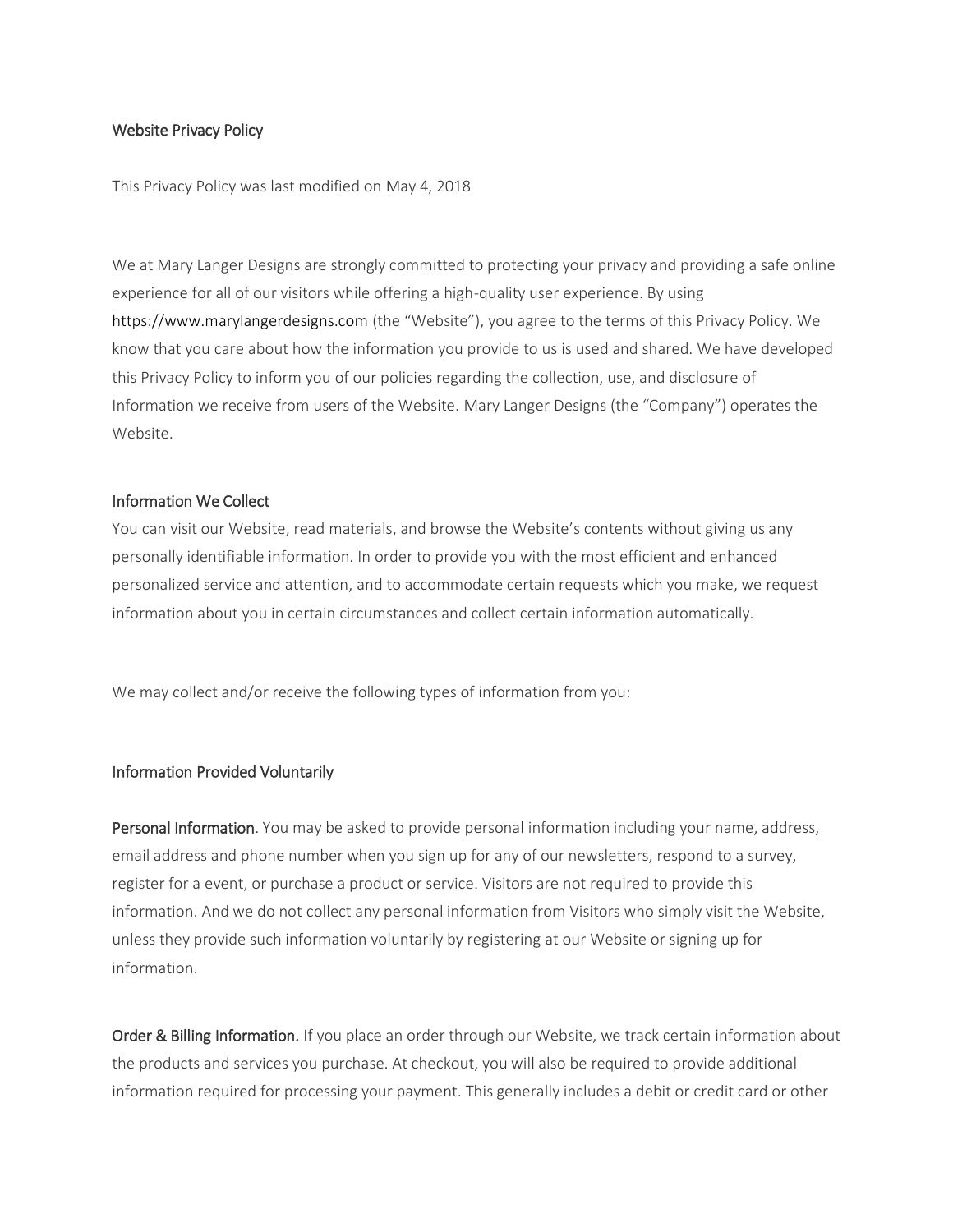# Website Privacy Policy

This Privacy Policy was last modified on May 4, 2018

We at Mary Langer Designs are strongly committed to protecting your privacy and providing a safe online experience for all of our visitors while offering a high-quality user experience. By using https://www.marylangerdesigns.com (the "Website"), you agree to the terms of this Privacy Policy. We know that you care about how the information you provide to us is used and shared. We have developed this Privacy Policy to inform you of our policies regarding the collection, use, and disclosure of Information we receive from users of the Website. Mary Langer Designs (the "Company") operates the Website.

## Information We Collect

You can visit our Website, read materials, and browse the Website's contents without giving us any personally identifiable information. In order to provide you with the most efficient and enhanced personalized service and attention, and to accommodate certain requests which you make, we request information about you in certain circumstances and collect certain information automatically.

We may collect and/or receive the following types of information from you:

### Information Provided Voluntarily

**Personal Information**. You may be asked to provide personal information including your name, address, email address and phone number when you sign up for any of our newsletters, respond to a survey, register for a event, or purchase a product or service. Visitors are not required to provide this information. And we do not collect any personal information from Visitors who simply visit the Website, unless they provide such information voluntarily by registering at our Website or signing up for information.

**Order & Billing Information.** If you place an order through our Website, we track certain information about the products and services you purchase. At checkout, you will also be required to provide additional information required for processing your payment. This generally includes a debit or credit card or other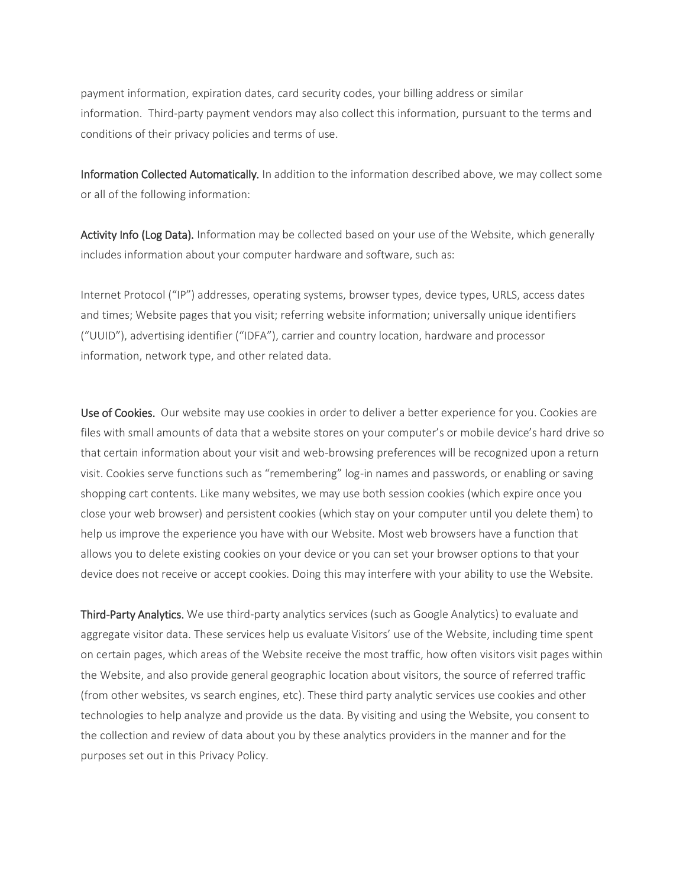payment information, expiration dates, card security codes, your billing address or similar information.  Third-party payment vendors may also collect this information, pursuant to the terms and conditions of their privacy policies and terms of use.

**Information Collected Automatically.** In addition to the information described above, we may collect some or all of the following information:

**Activity Info (Log Data).** Information may be collected based on your use of the Website, which generally includes information about your computer hardware and software, such as:

Internet Protocol ("IP") addresses, operating systems, browser types, device types, URLS, access dates and times; Website pages that you visit; referring website information; universally unique identifiers ("UUID"), advertising identifier ("IDFA"), carrier and country location, hardware and processor information, network type, and other related data.

**Use of Cookies.**  Our website may use cookies in order to deliver a better experience for you. Cookies are files with small amounts of data that a website stores on your computer's or mobile device's hard drive so that certain information about your visit and web-browsing preferences will be recognized upon a return visit. Cookies serve functions such as "remembering" log-in names and passwords, or enabling or saving shopping cart contents. Like many websites, we may use both session cookies (which expire once you close your web browser) and persistent cookies (which stay on your computer until you delete them) to help us improve the experience you have with our Website. Most web browsers have a function that allows you to delete existing cookies on your device or you can set your browser options to that your device does not receive or accept cookies. Doing this may interfere with your ability to use the Website.

**Third-Party Analytics.** We use third-party analytics services (such as Google Analytics) to evaluate and aggregate visitor data. These services help us evaluate Visitors' use of the Website, including time spent on certain pages, which areas of the Website receive the most traffic, how often visitors visit pages within the Website, and also provide general geographic location about visitors, the source of referred traffic (from other websites, vs search engines, etc). These third party analytic services use cookies and other technologies to help analyze and provide us the data. By visiting and using the Website, you consent to the collection and review of data about you by these analytics providers in the manner and for the purposes set out in this Privacy Policy.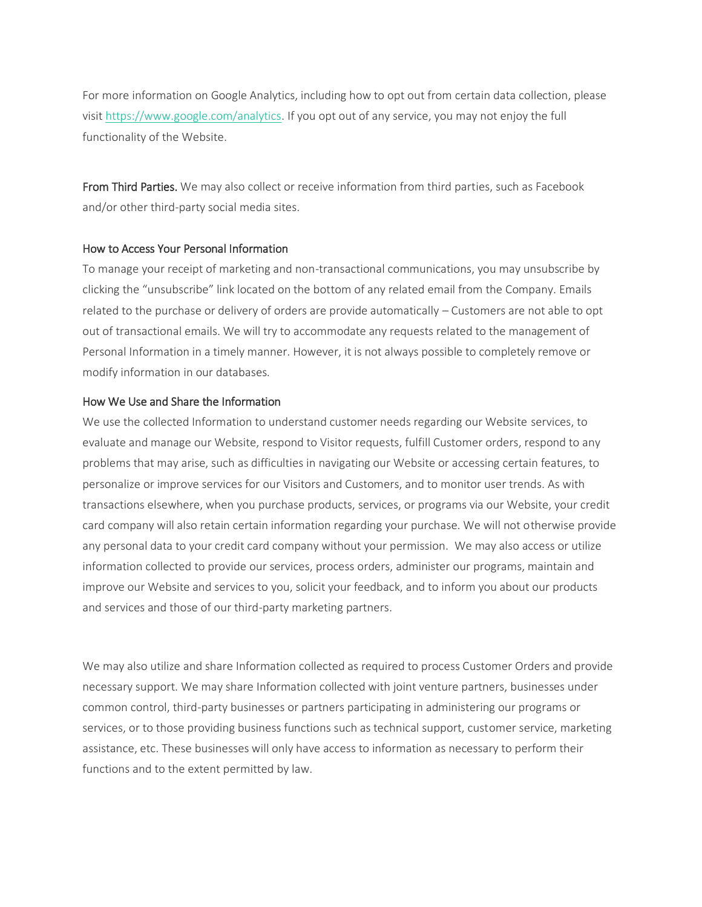For more information on Google Analytics, including how to opt out from certain data collection, please visit https://www.google.com/analytics. If you opt out of any service, you may not enjoy the full functionality of the Website.

**From Third Parties.** We may also collect or receive information from third parties, such as Facebook and/or other third-party social media sites.

### How to Access Your Personal Information

To manage your receipt of marketing and non-transactional communications, you may unsubscribe by clicking the “unsubscribe” link located on the bottom of any related email from the Company. Emails related to the purchase or delivery of orders are provide automatically – Customers are not able to opt out of transactional emails. We will try to accommodate any requests related to the management of Personal Information in a timely manner. However, it is not always possible to completely remove or modify information in our databases.

### How We Use and Share the Information

We use the collected Information to understand customer needs regarding our Website services, to evaluate and manage our Website, respond to Visitor requests, fulfill Customer orders, respond to any problems that may arise, such as difficulties in navigating our Website or accessing certain features, to personalize or improve services for our Visitors and Customers, and to monitor user trends. As with transactions elsewhere, when you purchase products, services, or programs via our Website, your credit card company will also retain certain information regarding your purchase. We will not otherwise provide any personal data to your credit card company without your permission. We may also access or utilize information collected to provide our services, process orders, administer our programs, maintain and improve our Website and services to you, solicit your feedback, and to inform you about our products and services and those of our third-party marketing partners.

We may also utilize and share Information collected as required to process Customer Orders and provide necessary support. We may share Information collected with joint venture partners, businesses under common control, third-party businesses or partners participating in administering our programs or services, or to those providing business functions such as technical support, customer service, marketing assistance, etc. These businesses will only have access to information as necessary to perform their functions and to the extent permitted by law.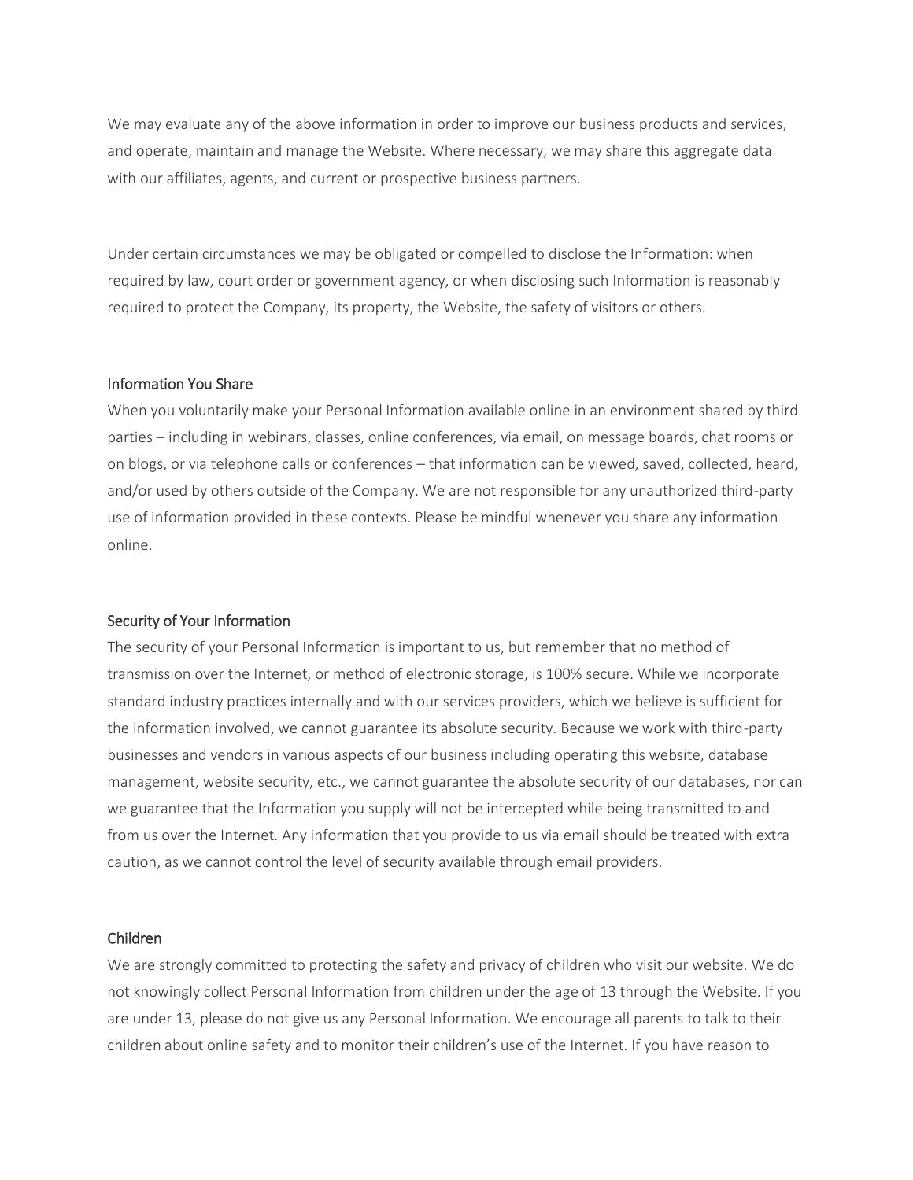We may evaluate any of the above information in order to improve our business products and services, and operate, maintain and manage the Website. Where necessary, we may share this aggregate data with our affiliates, agents, and current or prospective business partners.

Under certain circumstances we may be obligated or compelled to disclose the Information: when required by law, court order or government agency, or when disclosing such Information is reasonably required to protect the Company, its property, the Website, the safety of visitors or others.

## Information You Share

When you voluntarily make your Personal Information available online in an environment shared by third parties – including in webinars, classes, online conferences, via email, on message boards, chat rooms or on blogs, or via telephone calls or conferences – that information can be viewed, saved, collected, heard, and/or used by others outside of the Company. We are not responsible for any unauthorized third-party use of information provided in these contexts. Please be mindful whenever you share any information online.

## Security of Your Information

The security of your Personal Information is important to us, but remember that no method of transmission over the Internet, or method of electronic storage, is 100% secure. While we incorporate standard industry practices internally and with our services providers, which we believe is sufficient for the information involved, we cannot guarantee its absolute security. Because we work with third-party businesses and vendors in various aspects of our business including operating this website, database management, website security, etc., we cannot guarantee the absolute security of our databases, nor can we guarantee that the Information you supply will not be intercepted while being transmitted to and from us over the Internet. Any information that you provide to us via email should be treated with extra caution, as we cannot control the level of security available through email providers.

## Children

We are strongly committed to protecting the safety and privacy of children who visit our website. We do not knowingly collect Personal Information from children under the age of 13 through the Website. If you are under 13, please do not give us any Personal Information. We encourage all parents to talk to their children about online safety and to monitor their children's use of the Internet. If you have reason to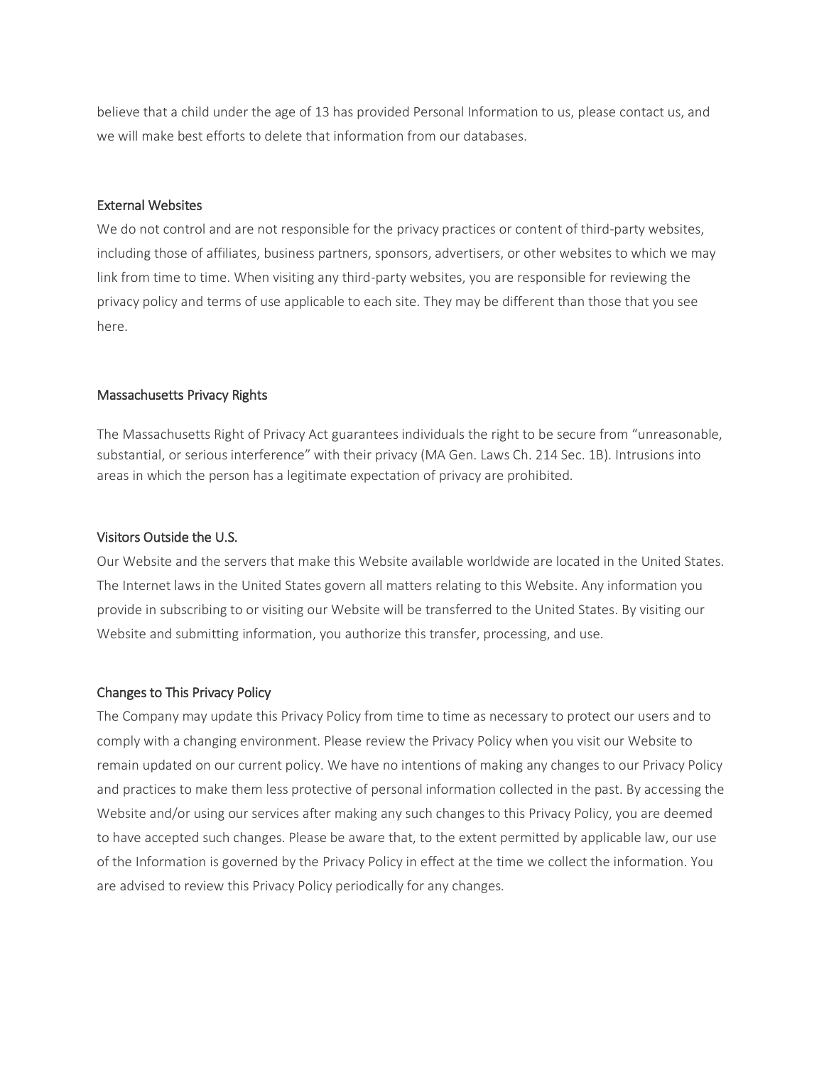believe that a child under the age of 13 has provided Personal Information to us, please contact us, and we will make best efforts to delete that information from our databases.

## External Websites

We do not control and are not responsible for the privacy practices or content of third-party websites, including those of affiliates, business partners, sponsors, advertisers, or other websites to which we may link from time to time. When visiting any third-party websites, you are responsible for reviewing the privacy policy and terms of use applicable to each site. They may be different than those that you see here.

## Massachusetts Privacy Rights

The Massachusetts Right of Privacy Act guarantees individuals the right to be secure from "unreasonable, substantial, or serious interference" with their privacy (MA Gen. Laws Ch. 214 Sec. 1B). Intrusions into areas in which the person has a legitimate expectation of privacy are prohibited.

## Visitors Outside the U.S.

Our Website and the servers that make this Website available worldwide are located in the United States. The Internet laws in the United States govern all matters relating to this Website. Any information you provide in subscribing to or visiting our Website will be transferred to the United States. By visiting our Website and submitting information, you authorize this transfer, processing, and use.

## Changes to This Privacy Policy

The Company may update this Privacy Policy from time to time as necessary to protect our users and to comply with a changing environment. Please review the Privacy Policy when you visit our Website to remain updated on our current policy. We have no intentions of making any changes to our Privacy Policy and practices to make them less protective of personal information collected in the past. By accessing the Website and/or using our services after making any such changes to this Privacy Policy, you are deemed to have accepted such changes. Please be aware that, to the extent permitted by applicable law, our use of the Information is governed by the Privacy Policy in effect at the time we collect the information. You are advised to review this Privacy Policy periodically for any changes.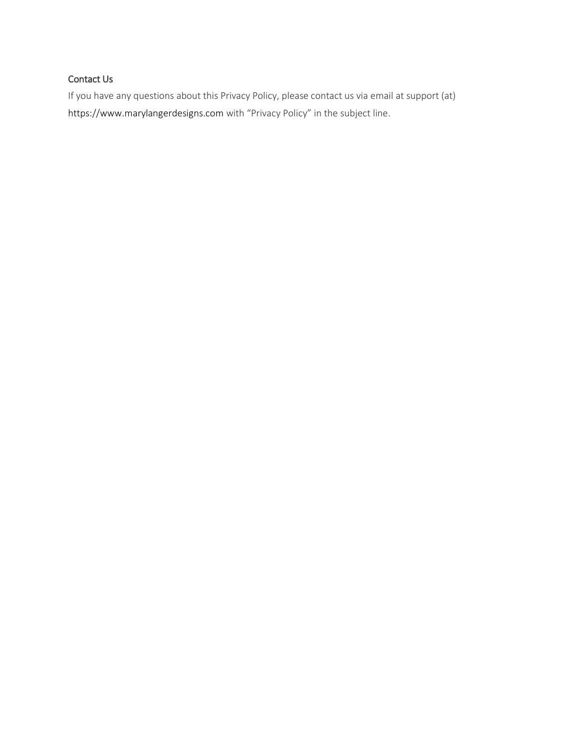## Contact Us

If you have any questions about this Privacy Policy, please contact us via email at support (at) https://www.marylangerdesigns.com with "Privacy Policy" in the subject line.